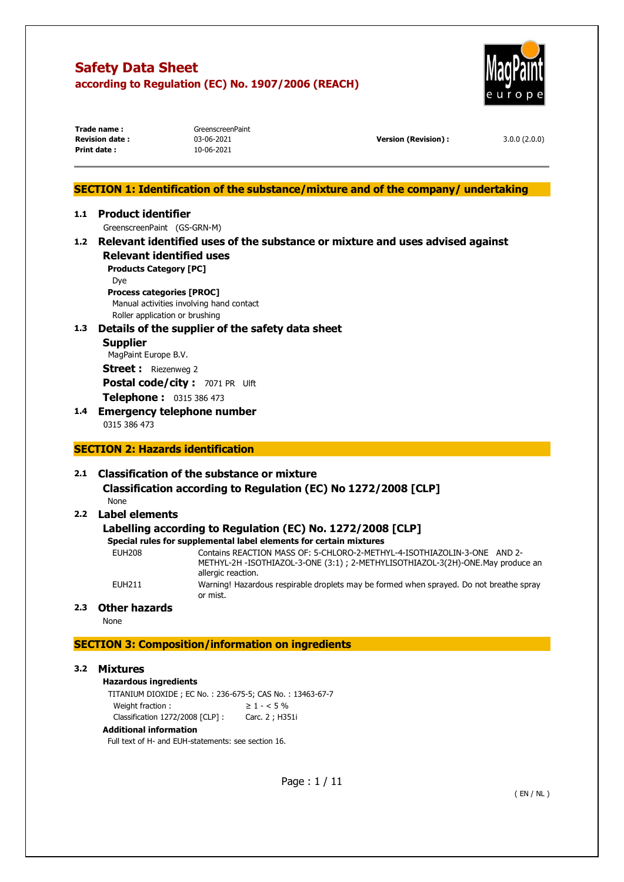# Safety Data Sheet
## according to Regulation (EC) No. 1907/2006 (REACH)

| | | | |
|---|---|---|---|
| **Trade name :** | GreenscreenPaint | | |
| **Revision date :** | 03-06-2021 | **Version (Revision) :** | 3.0.0 (2.0.0) |
| **Print date :** | 10-06-2021 | | |

## SECTION 1: Identification of the substance/mixture and of the company/ undertaking

### 1.1 Product identifier

GreenscreenPaint (GS-GRN-M)

### 1.2 Relevant identified uses of the substance or mixture and uses advised against

#### Relevant identified uses

**Products Category [PC]**

Dye

**Process categories [PROC]**

Manual activities involving hand contact

Roller application or brushing

### 1.3 Details of the supplier of the safety data sheet

#### Supplier

MagPaint Europe B.V.

**Street :** Riezenweg 2

**Postal code/city :** 7071 PR Ulft

**Telephone :** 0315 386 473

### 1.4 Emergency telephone number

0315 386 473

## SECTION 2: Hazards identification

### 2.1 Classification of the substance or mixture

#### Classification according to Regulation (EC) No 1272/2008 [CLP]

None

### 2.2 Label elements

#### Labelling according to Regulation (EC) No. 1272/2008 [CLP]

**Special rules for supplemental label elements for certain mixtures**

| | |
|---|---|
| EUH208 | Contains REACTION MASS OF: 5-CHLORO-2-METHYL-4-ISOTHIAZOLIN-3-ONE AND 2-METHYL-2H -ISOTHIAZOL-3-ONE (3:1) ; 2-METHYLISOTHIAZOL-3(2H)-ONE.May produce an allergic reaction. |
| EUH211 | Warning! Hazardous respirable droplets may be formed when sprayed. Do not breathe spray or mist. |

### 2.3 Other hazards

None

## SECTION 3: Composition/information on ingredients

### 3.2 Mixtures

**Hazardous ingredients**

TITANIUM DIOXIDE ; EC No. : 236-675-5; CAS No. : 13463-67-7

| | |
|---|---|
| Weight fraction : | ≥ 1 - < 5 % |
| Classification 1272/2008 [CLP] : | Carc. 2 ; H351i |

**Additional information**

Full text of H- and EUH-statements: see section 16.

( EN / NL )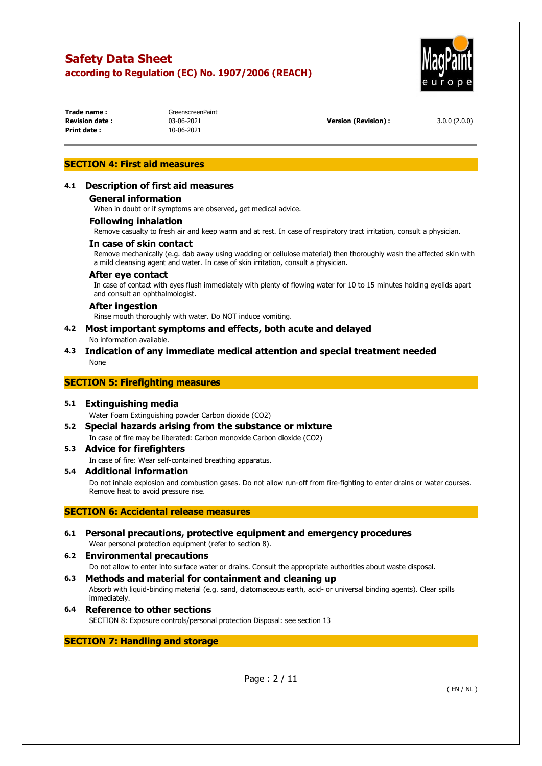## SECTION 4: First aid measures

### 4.1 Description of first aid measures

#### General information

When in doubt or if symptoms are observed, get medical advice.

#### Following inhalation

Remove casualty to fresh air and keep warm and at rest. In case of respiratory tract irritation, consult a physician.

#### In case of skin contact

Remove mechanically (e.g. dab away using wadding or cellulose material) then thoroughly wash the affected skin with a mild cleansing agent and water. In case of skin irritation, consult a physician.

#### After eye contact

In case of contact with eyes flush immediately with plenty of flowing water for 10 to 15 minutes holding eyelids apart and consult an ophthalmologist.

#### After ingestion

Rinse mouth thoroughly with water. Do NOT induce vomiting.

### 4.2 Most important symptoms and effects, both acute and delayed

No information available.

### 4.3 Indication of any immediate medical attention and special treatment needed

None

## SECTION 5: Firefighting measures

### 5.1 Extinguishing media

Water Foam Extinguishing powder Carbon dioxide ($CO_2$)

### 5.2 Special hazards arising from the substance or mixture

In case of fire may be liberated: Carbon monoxide Carbon dioxide ($CO_2$)

### 5.3 Advice for firefighters

In case of fire: Wear self-contained breathing apparatus.

### 5.4 Additional information

Do not inhale explosion and combustion gases. Do not allow run-off from fire-fighting to enter drains or water courses. Remove heat to avoid pressure rise.

## SECTION 6: Accidental release measures

### 6.1 Personal precautions, protective equipment and emergency procedures

Wear personal protection equipment (refer to section 8).

### 6.2 Environmental precautions

Do not allow to enter into surface water or drains. Consult the appropriate authorities about waste disposal.

### 6.3 Methods and material for containment and cleaning up

Absorb with liquid-binding material (e.g. sand, diatomaceous earth, acid- or universal binding agents). Clear spills immediately.

### 6.4 Reference to other sections

SECTION 8: Exposure controls/personal protection Disposal: see section 13

## SECTION 7: Handling and storage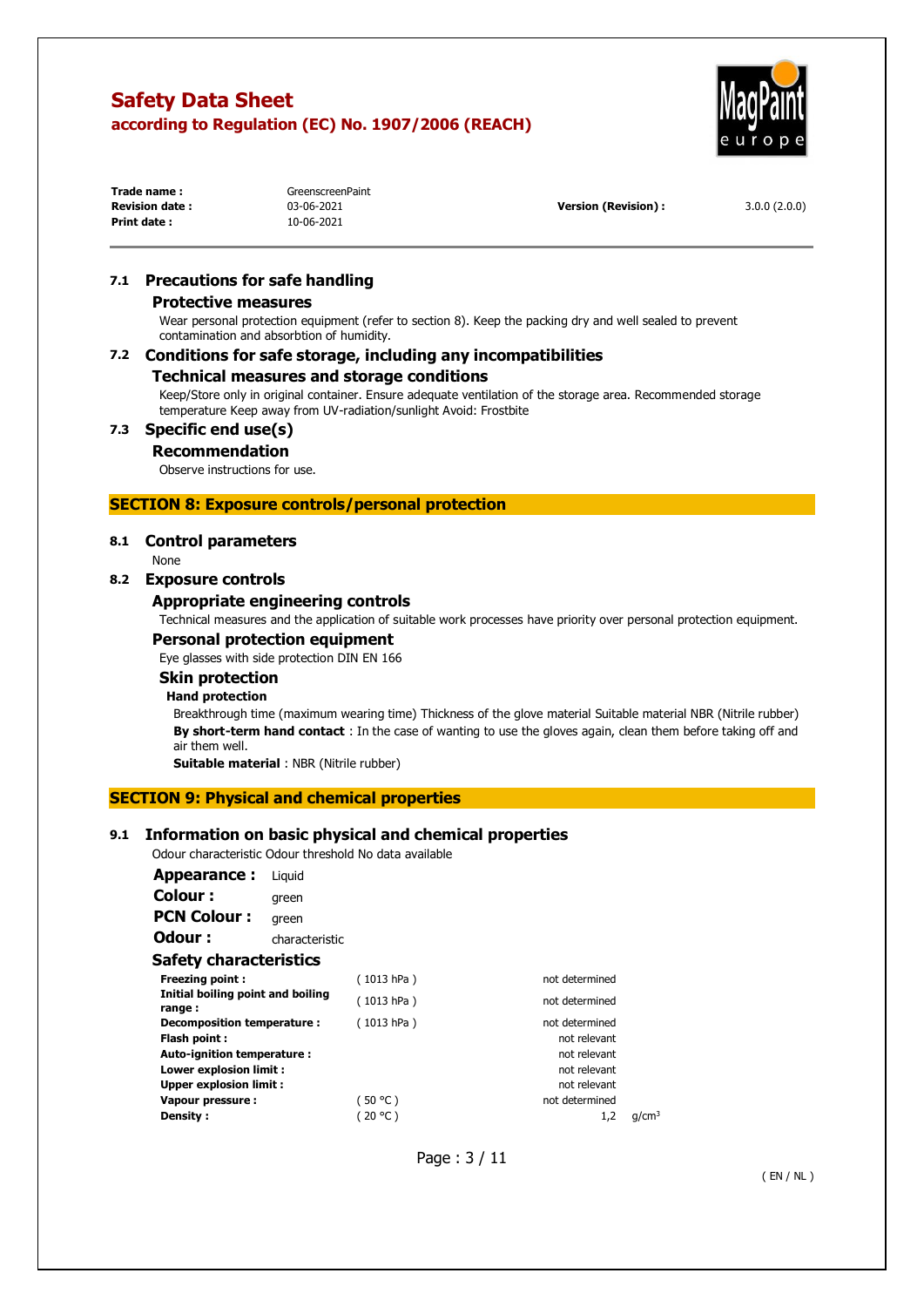## 7.1 Precautions for safe handling

### Protective measures

Wear personal protection equipment (refer to section 8). Keep the packing dry and well sealed to prevent contamination and absorbtion of humidity.

## 7.2 Conditions for safe storage, including any incompatibilities

### Technical measures and storage conditions

Keep/Store only in original container. Ensure adequate ventilation of the storage area. Recommended storage temperature Keep away from UV-radiation/sunlight Avoid: Frostbite

## 7.3 Specific end use(s)

### Recommendation

Observe instructions for use.

# SECTION 8: Exposure controls/personal protection

## 8.1 Control parameters

None

## 8.2 Exposure controls

### Appropriate engineering controls

Technical measures and the application of suitable work processes have priority over personal protection equipment.

### Personal protection equipment

Eye glasses with side protection DIN EN 166

### Skin protection

**Hand protection**

Breakthrough time (maximum wearing time) Thickness of the glove material Suitable material NBR (Nitrile rubber)

**By short-term hand contact** : In the case of wanting to use the gloves again, clean them before taking off and air them well.

**Suitable material** : NBR (Nitrile rubber)

# SECTION 9: Physical and chemical properties

## 9.1 Information on basic physical and chemical properties

Odour characteristic Odour threshold No data available

**Appearance :** Liquid

**Colour :** green

**PCN Colour :** green

**Odour :** characteristic

### Safety characteristics

| | | | |
|---|---|---|---|
| **Freezing point :** | ( 1013 hPa ) | not determined | |
| **Initial boiling point and boiling range :** | ( 1013 hPa ) | not determined | |
| **Decomposition temperature :** | ( 1013 hPa ) | not determined | |
| **Flash point :** | | not relevant | |
| **Auto-ignition temperature :** | | not relevant | |
| **Lower explosion limit :** | | not relevant | |
| **Upper explosion limit :** | | not relevant | |
| **Vapour pressure :** | ( 50 °C ) | not determined | |
| **Density :** | ( 20 °C ) | 1,2 | $g/cm^3$ |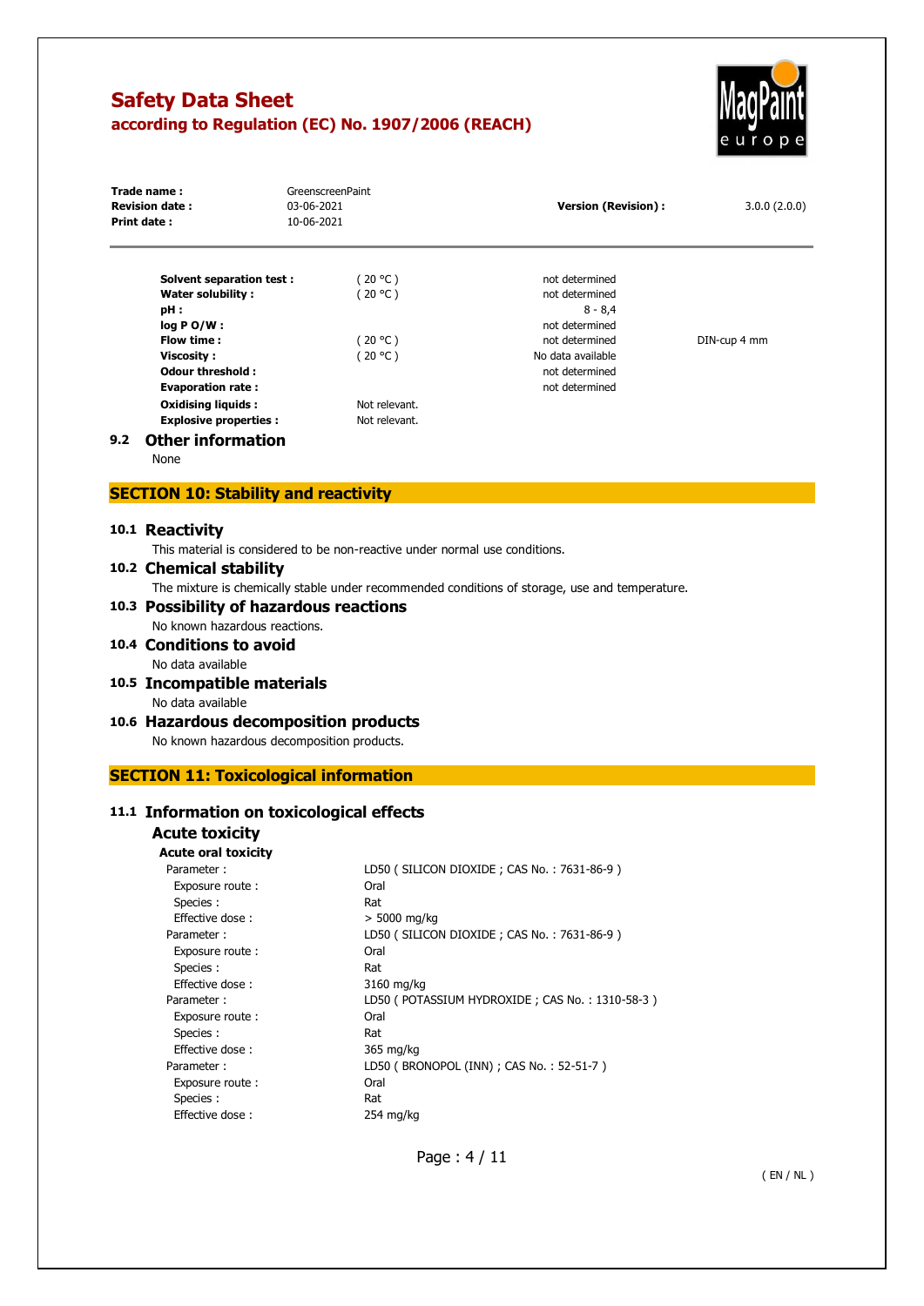| | | | |
|---|---|---|---|
| **Solvent separation test :** | ( 20 °C ) | not determined | |
| **Water solubility :** | ( 20 °C ) | not determined | |
| **pH :** | | 8 - 8,4 | |
| **log P O/W :** | | not determined | |
| **Flow time :** | ( 20 °C ) | not determined | DIN-cup 4 mm |
| **Viscosity :** | ( 20 °C ) | No data available | |
| **Odour threshold :** | | not determined | |
| **Evaporation rate :** | | not determined | |
| **Oxidising liquids :** | Not relevant. | | |
| **Explosive properties :** | Not relevant. | | |

### 9.2 Other information

None

## SECTION 10: Stability and reactivity

### 10.1 Reactivity

This material is considered to be non-reactive under normal use conditions.

### 10.2 Chemical stability

The mixture is chemically stable under recommended conditions of storage, use and temperature.

### 10.3 Possibility of hazardous reactions

No known hazardous reactions.

### 10.4 Conditions to avoid

No data available

### 10.5 Incompatible materials

No data available

### 10.6 Hazardous decomposition products

No known hazardous decomposition products.

## SECTION 11: Toxicological information

### 11.1 Information on toxicological effects

#### Acute toxicity

**Acute oral toxicity**

| | |
|---|---|
| Parameter : | LD50 ( SILICON DIOXIDE ; CAS No. : 7631-86-9 ) |
| Exposure route : | Oral |
| Species : | Rat |
| Effective dose : | > 5000 mg/kg |
| Parameter : | LD50 ( SILICON DIOXIDE ; CAS No. : 7631-86-9 ) |
| Exposure route : | Oral |
| Species : | Rat |
| Effective dose : | 3160 mg/kg |
| Parameter : | LD50 ( POTASSIUM HYDROXIDE ; CAS No. : 1310-58-3 ) |
| Exposure route : | Oral |
| Species : | Rat |
| Effective dose : | 365 mg/kg |
| Parameter : | LD50 ( BRONOPOL (INN) ; CAS No. : 52-51-7 ) |
| Exposure route : | Oral |
| Species : | Rat |
| Effective dose : | 254 mg/kg |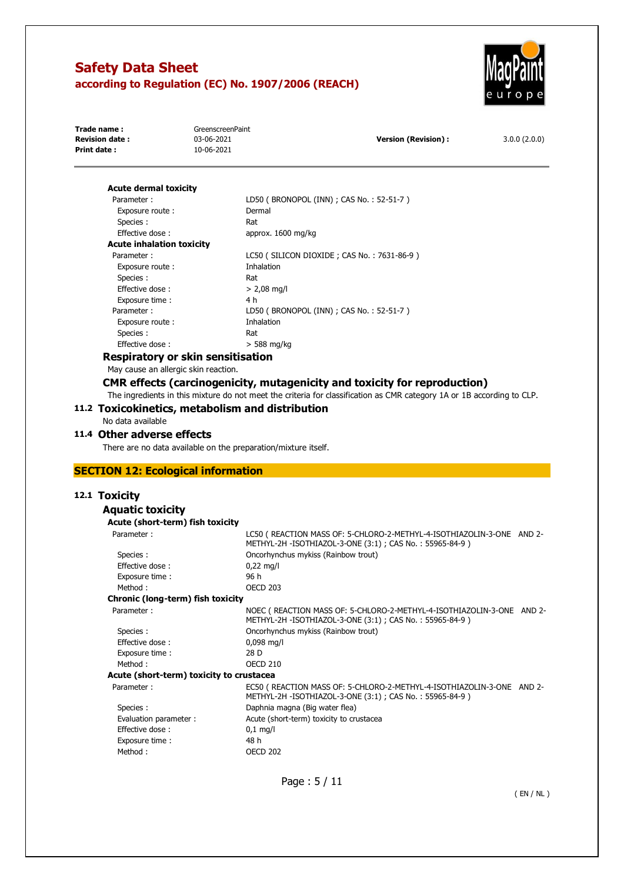#### Acute dermal toxicity

| | |
|---|---|
| Parameter : | LD50 ( BRONOPOL (INN) ; CAS No. : 52-51-7 ) |
| Exposure route : | Dermal |
| Species : | Rat |
| Effective dose : | approx. 1600 mg/kg |

#### Acute inhalation toxicity

| | |
|---|---|
| Parameter : | LC50 ( SILICON DIOXIDE ; CAS No. : 7631-86-9 ) |
| Exposure route : | Inhalation |
| Species : | Rat |
| Effective dose : | > 2,08 mg/l |
| Exposure time : | 4 h |
| Parameter : | LD50 ( BRONOPOL (INN) ; CAS No. : 52-51-7 ) |
| Exposure route : | Inhalation |
| Species : | Rat |
| Effective dose : | > 588 mg/kg |

### Respiratory or skin sensitisation

May cause an allergic skin reaction.

### CMR effects (carcinogenicity, mutagenicity and toxicity for reproduction)

The ingredients in this mixture do not meet the criteria for classification as CMR category 1A or 1B according to CLP.

### 11.2 Toxicokinetics, metabolism and distribution

No data available

### 11.4 Other adverse effects

There are no data available on the preparation/mixture itself.

## SECTION 12: Ecological information

### 12.1 Toxicity

### Aquatic toxicity

#### Acute (short-term) fish toxicity

| | |
|---|---|
| Parameter : | LC50 ( REACTION MASS OF: 5-CHLORO-2-METHYL-4-ISOTHIAZOLIN-3-ONE AND 2-METHYL-2H -ISOTHIAZOL-3-ONE (3:1) ; CAS No. : 55965-84-9 ) |
| Species : | Oncorhynchus mykiss (Rainbow trout) |
| Effective dose : | 0,22 mg/l |
| Exposure time : | 96 h |
| Method : | OECD 203 |

#### Chronic (long-term) fish toxicity

| | |
|---|---|
| Parameter : | NOEC ( REACTION MASS OF: 5-CHLORO-2-METHYL-4-ISOTHIAZOLIN-3-ONE AND 2-METHYL-2H -ISOTHIAZOL-3-ONE (3:1) ; CAS No. : 55965-84-9 ) |
| Species : | Oncorhynchus mykiss (Rainbow trout) |
| Effective dose : | 0,098 mg/l |
| Exposure time : | 28 D |
| Method : | OECD 210 |

#### Acute (short-term) toxicity to crustacea

| | |
|---|---|
| Parameter : | EC50 ( REACTION MASS OF: 5-CHLORO-2-METHYL-4-ISOTHIAZOLIN-3-ONE AND 2-METHYL-2H -ISOTHIAZOL-3-ONE (3:1) ; CAS No. : 55965-84-9 ) |
| Species : | Daphnia magna (Big water flea) |
| Evaluation parameter : | Acute (short-term) toxicity to crustacea |
| Effective dose : | 0,1 mg/l |
| Exposure time : | 48 h |
| Method : | OECD 202 |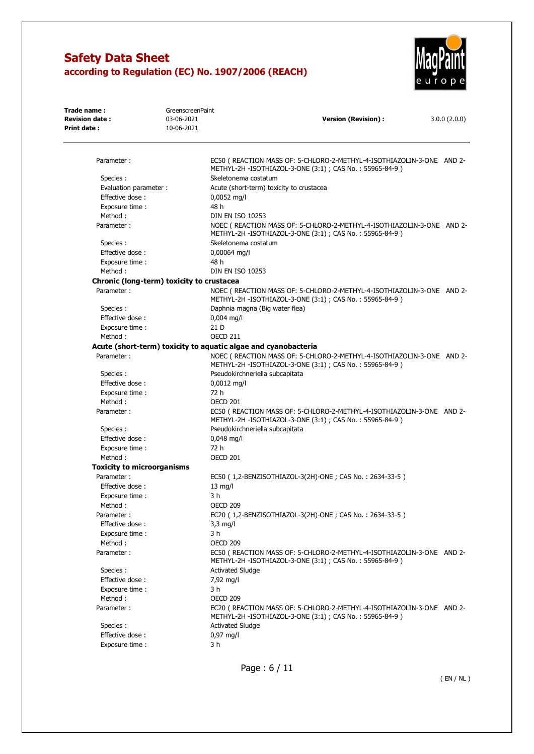Parameter : EC50 ( REACTION MASS OF: 5-CHLORO-2-METHYL-4-ISOTHIAZOLIN-3-ONE AND 2-METHYL-2H -ISOTHIAZOL-3-ONE (3:1) ; CAS No. : 55965-84-9 )
Species : Skeletonema costatum
Evaluation parameter : Acute (short-term) toxicity to crustacea
Effective dose : 0,0052 mg/l
Exposure time : 48 h
Method : DIN EN ISO 10253

Parameter : NOEC ( REACTION MASS OF: 5-CHLORO-2-METHYL-4-ISOTHIAZOLIN-3-ONE AND 2-METHYL-2H -ISOTHIAZOL-3-ONE (3:1) ; CAS No. : 55965-84-9 )
Species : Skeletonema costatum
Effective dose : 0,00064 mg/l
Exposure time : 48 h
Method : DIN EN ISO 10253

**Chronic (long-term) toxicity to crustacea**

Parameter : NOEC ( REACTION MASS OF: 5-CHLORO-2-METHYL-4-ISOTHIAZOLIN-3-ONE AND 2-METHYL-2H -ISOTHIAZOL-3-ONE (3:1) ; CAS No. : 55965-84-9 )
Species : Daphnia magna (Big water flea)
Effective dose : 0,004 mg/l
Exposure time : 21 D
Method : OECD 211

**Acute (short-term) toxicity to aquatic algae and cyanobacteria**

Parameter : NOEC ( REACTION MASS OF: 5-CHLORO-2-METHYL-4-ISOTHIAZOLIN-3-ONE AND 2-METHYL-2H -ISOTHIAZOL-3-ONE (3:1) ; CAS No. : 55965-84-9 )
Species : Pseudokirchneriella subcapitata
Effective dose : 0,0012 mg/l
Exposure time : 72 h
Method : OECD 201

Parameter : EC50 ( REACTION MASS OF: 5-CHLORO-2-METHYL-4-ISOTHIAZOLIN-3-ONE AND 2-METHYL-2H -ISOTHIAZOL-3-ONE (3:1) ; CAS No. : 55965-84-9 )
Species : Pseudokirchneriella subcapitata
Effective dose : 0,048 mg/l
Exposure time : 72 h
Method : OECD 201

**Toxicity to microorganisms**

Parameter : EC50 ( 1,2-BENZISOTHIAZOL-3(2H)-ONE ; CAS No. : 2634-33-5 )
Effective dose : 13 mg/l
Exposure time : 3 h
Method : OECD 209

Parameter : EC20 ( 1,2-BENZISOTHIAZOL-3(2H)-ONE ; CAS No. : 2634-33-5 )
Effective dose : 3,3 mg/l
Exposure time : 3 h
Method : OECD 209

Parameter : EC50 ( REACTION MASS OF: 5-CHLORO-2-METHYL-4-ISOTHIAZOLIN-3-ONE AND 2-METHYL-2H -ISOTHIAZOL-3-ONE (3:1) ; CAS No. : 55965-84-9 )
Species : Activated Sludge
Effective dose : 7,92 mg/l
Exposure time : 3 h
Method : OECD 209

Parameter : EC20 ( REACTION MASS OF: 5-CHLORO-2-METHYL-4-ISOTHIAZOLIN-3-ONE AND 2-METHYL-2H -ISOTHIAZOL-3-ONE (3:1) ; CAS No. : 55965-84-9 )
Species : Activated Sludge
Effective dose : 0,97 mg/l
Exposure time : 3 h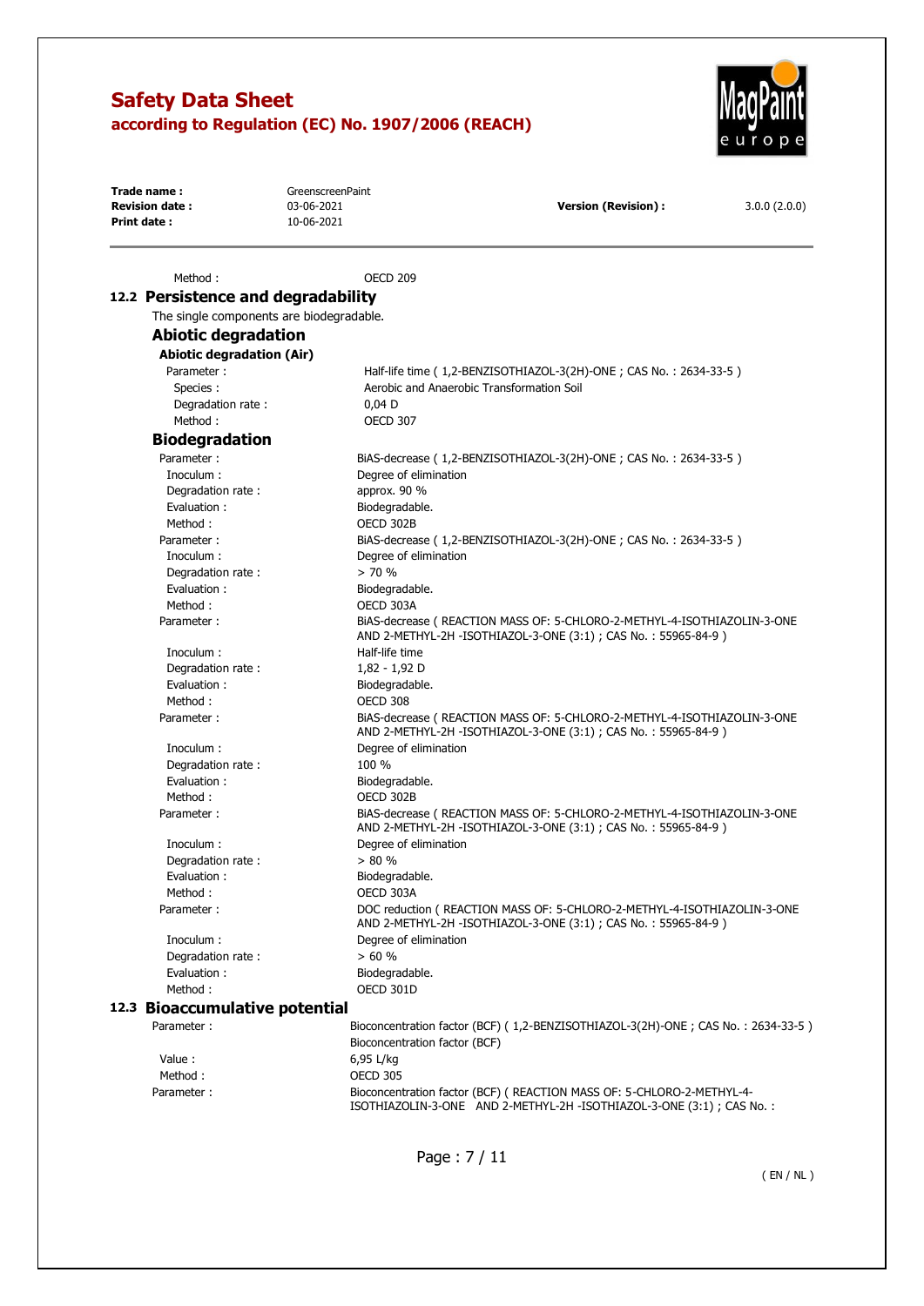Method : OECD 209

## 12.2 Persistence and degradability

The single components are biodegradable.

### Abiotic degradation

#### Abiotic degradation (Air)

| | |
|---|---|
| Parameter : | Half-life time ( 1,2-BENZISOTHIAZOL-3(2H)-ONE ; CAS No. : 2634-33-5 ) |
| Species : | Aerobic and Anaerobic Transformation Soil |
| Degradation rate : | 0,04 D |
| Method : | OECD 307 |

### Biodegradation

| | |
|---|---|
| Parameter : | BiAS-decrease ( 1,2-BENZISOTHIAZOL-3(2H)-ONE ; CAS No. : 2634-33-5 ) |
| Inoculum : | Degree of elimination |
| Degradation rate : | approx. 90 % |
| Evaluation : | Biodegradable. |
| Method : | OECD 302B |
| Parameter : | BiAS-decrease ( 1,2-BENZISOTHIAZOL-3(2H)-ONE ; CAS No. : 2634-33-5 ) |
| Inoculum : | Degree of elimination |
| Degradation rate : | > 70 % |
| Evaluation : | Biodegradable. |
| Method : | OECD 303A |
| Parameter : | BiAS-decrease ( REACTION MASS OF: 5-CHLORO-2-METHYL-4-ISOTHIAZOLIN-3-ONE AND 2-METHYL-2H -ISOTHIAZOL-3-ONE (3:1) ; CAS No. : 55965-84-9 ) |
| Inoculum : | Half-life time |
| Degradation rate : | 1,82 - 1,92 D |
| Evaluation : | Biodegradable. |
| Method : | OECD 308 |
| Parameter : | BiAS-decrease ( REACTION MASS OF: 5-CHLORO-2-METHYL-4-ISOTHIAZOLIN-3-ONE AND 2-METHYL-2H -ISOTHIAZOL-3-ONE (3:1) ; CAS No. : 55965-84-9 ) |
| Inoculum : | Degree of elimination |
| Degradation rate : | 100 % |
| Evaluation : | Biodegradable. |
| Method : | OECD 302B |
| Parameter : | BiAS-decrease ( REACTION MASS OF: 5-CHLORO-2-METHYL-4-ISOTHIAZOLIN-3-ONE AND 2-METHYL-2H -ISOTHIAZOL-3-ONE (3:1) ; CAS No. : 55965-84-9 ) |
| Inoculum : | Degree of elimination |
| Degradation rate : | > 80 % |
| Evaluation : | Biodegradable. |
| Method : | OECD 303A |
| Parameter : | DOC reduction ( REACTION MASS OF: 5-CHLORO-2-METHYL-4-ISOTHIAZOLIN-3-ONE AND 2-METHYL-2H -ISOTHIAZOL-3-ONE (3:1) ; CAS No. : 55965-84-9 ) |
| Inoculum : | Degree of elimination |
| Degradation rate : | > 60 % |
| Evaluation : | Biodegradable. |
| Method : | OECD 301D |

## 12.3 Bioaccumulative potential

| | |
|---|---|
| Parameter : | Bioconcentration factor (BCF) ( 1,2-BENZISOTHIAZOL-3(2H)-ONE ; CAS No. : 2634-33-5 ) Bioconcentration factor (BCF) |
| Value : | 6,95 L/kg |
| Method : | OECD 305 |
| Parameter : | Bioconcentration factor (BCF) ( REACTION MASS OF: 5-CHLORO-2-METHYL-4-ISOTHIAZOLIN-3-ONE AND 2-METHYL-2H -ISOTHIAZOL-3-ONE (3:1) ; CAS No. : |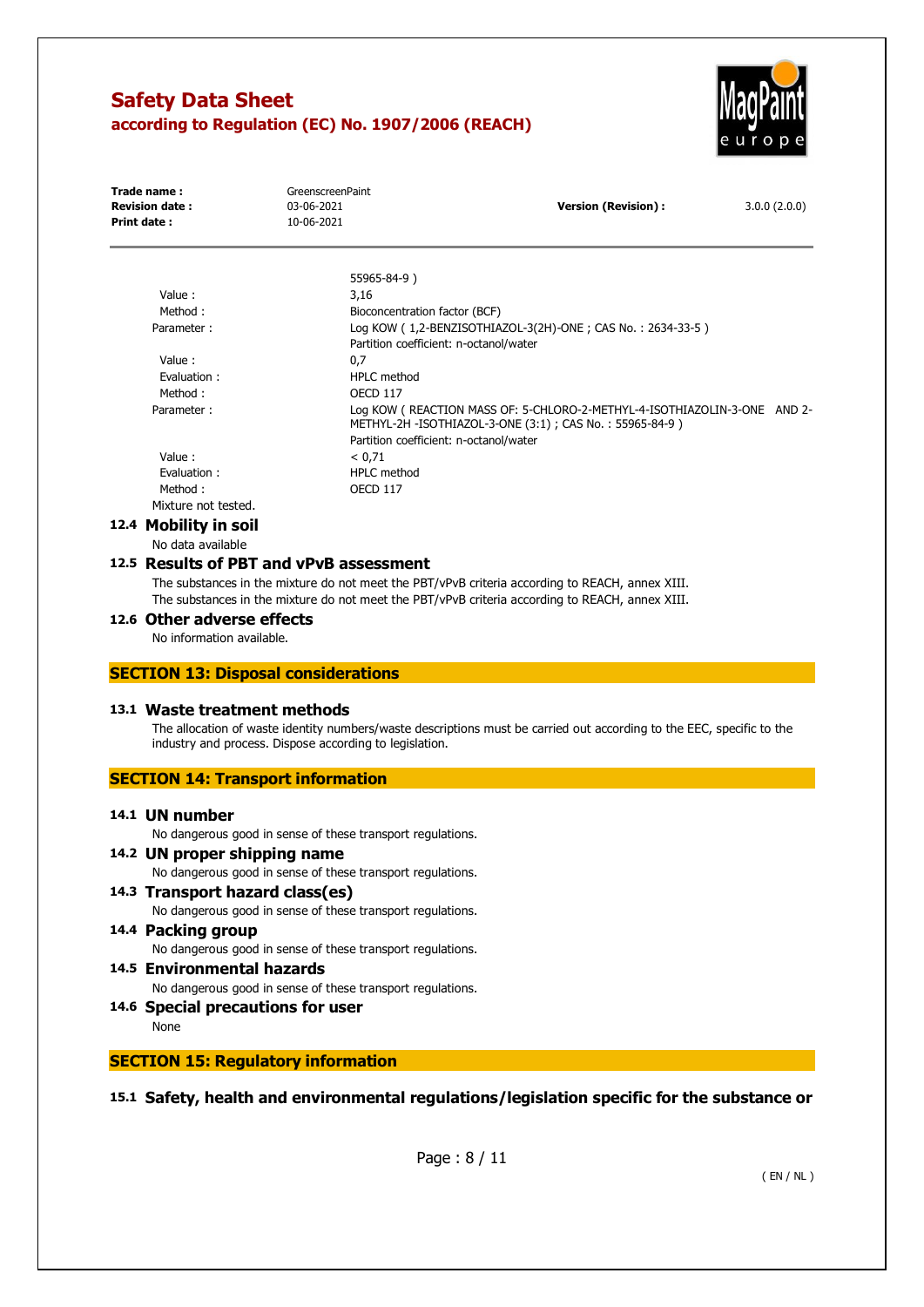| | |
|---|---|
| | 55965-84-9 ) |
| Value : | 3,16 |
| Method : | Bioconcentration factor (BCF) |
| Parameter : | Log KOW ( 1,2-BENZISOTHIAZOL-3(2H)-ONE ; CAS No. : 2634-33-5 ) |
| | Partition coefficient: n-octanol/water |
| Value : | 0,7 |
| Evaluation : | HPLC method |
| Method : | OECD 117 |
| Parameter : | Log KOW ( REACTION MASS OF: 5-CHLORO-2-METHYL-4-ISOTHIAZOLIN-3-ONE AND 2-METHYL-2H -ISOTHIAZOL-3-ONE (3:1) ; CAS No. : 55965-84-9 ) |
| | Partition coefficient: n-octanol/water |
| Value : | < 0,71 |
| Evaluation : | HPLC method |
| Method : | OECD 117 |

Mixture not tested.

### 12.4 Mobility in soil

No data available

### 12.5 Results of PBT and vPvB assessment

The substances in the mixture do not meet the PBT/vPvB criteria according to REACH, annex XIII.
The substances in the mixture do not meet the PBT/vPvB criteria according to REACH, annex XIII.

### 12.6 Other adverse effects

No information available.

## SECTION 13: Disposal considerations

### 13.1 Waste treatment methods

The allocation of waste identity numbers/waste descriptions must be carried out according to the EEC, specific to the industry and process. Dispose according to legislation.

## SECTION 14: Transport information

### 14.1 UN number

No dangerous good in sense of these transport regulations.

### 14.2 UN proper shipping name

No dangerous good in sense of these transport regulations.

### 14.3 Transport hazard class(es)

No dangerous good in sense of these transport regulations.

### 14.4 Packing group

No dangerous good in sense of these transport regulations.

### 14.5 Environmental hazards

No dangerous good in sense of these transport regulations.

### 14.6 Special precautions for user

None

## SECTION 15: Regulatory information

### 15.1 Safety, health and environmental regulations/legislation specific for the substance or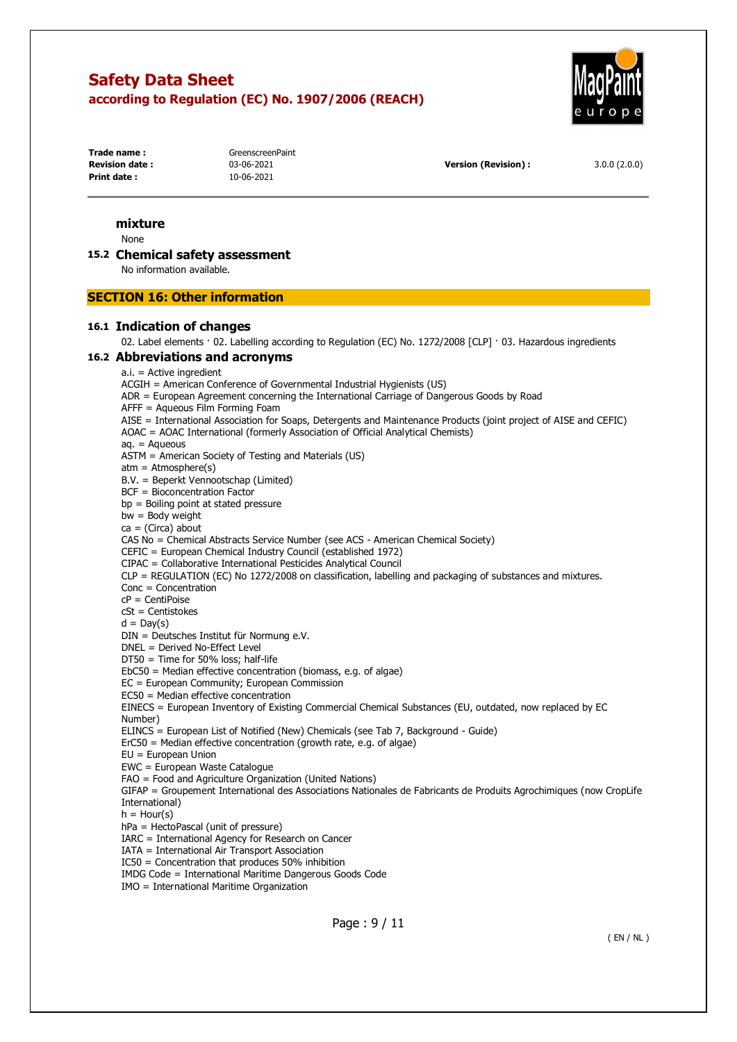### mixture

None

### 15.2 Chemical safety assessment

No information available.

## SECTION 16: Other information

### 16.1 Indication of changes

02. Label elements · 02. Labelling according to Regulation (EC) No. 1272/2008 [CLP] · 03. Hazardous ingredients

### 16.2 Abbreviations and acronyms

a.i. = Active ingredient
ACGIH = American Conference of Governmental Industrial Hygienists (US)
ADR = European Agreement concerning the International Carriage of Dangerous Goods by Road
AFFF = Aqueous Film Forming Foam
AISE = International Association for Soaps, Detergents and Maintenance Products (joint project of AISE and CEFIC)
AOAC = AOAC International (formerly Association of Official Analytical Chemists)
aq. = Aqueous
ASTM = American Society of Testing and Materials (US)
atm = Atmosphere(s)
B.V. = Beperkt Vennootschap (Limited)
BCF = Bioconcentration Factor
bp = Boiling point at stated pressure
bw = Body weight
ca = (Circa) about
CAS No = Chemical Abstracts Service Number (see ACS - American Chemical Society)
CEFIC = European Chemical Industry Council (established 1972)
CIPAC = Collaborative International Pesticides Analytical Council
CLP = REGULATION (EC) No 1272/2008 on classification, labelling and packaging of substances and mixtures.
Conc = Concentration
cP = CentiPoise
cSt = Centistokes
d = Day(s)
DIN = Deutsches Institut für Normung e.V.
DNEL = Derived No-Effect Level
DT50 = Time for 50% loss; half-life
EbC50 = Median effective concentration (biomass, e.g. of algae)
EC = European Community; European Commission
EC50 = Median effective concentration
EINECS = European Inventory of Existing Commercial Chemical Substances (EU, outdated, now replaced by EC Number)
ELINCS = European List of Notified (New) Chemicals (see Tab 7, Background - Guide)
ErC50 = Median effective concentration (growth rate, e.g. of algae)
EU = European Union
EWC = European Waste Catalogue
FAO = Food and Agriculture Organization (United Nations)
GIFAP = Groupement International des Associations Nationales de Fabricants de Produits Agrochimiques (now CropLife International)
h = Hour(s)
hPa = HectoPascal (unit of pressure)
IARC = International Agency for Research on Cancer
IATA = International Air Transport Association
IC50 = Concentration that produces 50% inhibition
IMDG Code = International Maritime Dangerous Goods Code
IMO = International Maritime Organization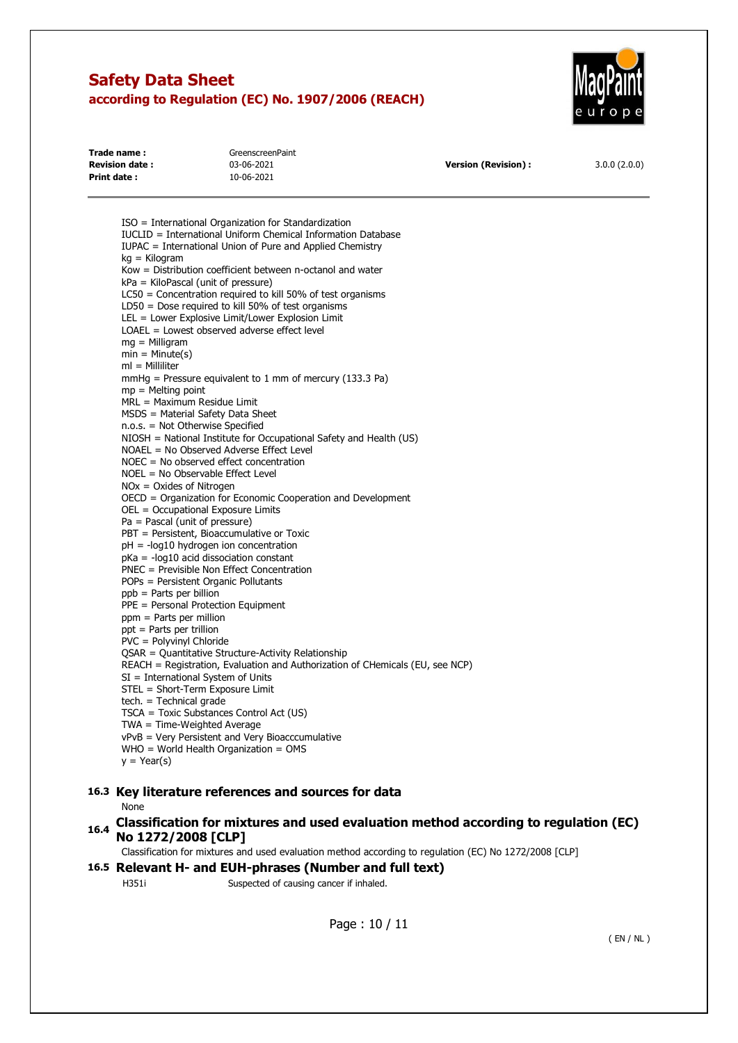ISO = International Organization for Standardization
IUCLID = International Uniform Chemical Information Database
IUPAC = International Union of Pure and Applied Chemistry
kg = Kilogram
Kow = Distribution coefficient between n-octanol and water
kPa = KiloPascal (unit of pressure)
LC50 = Concentration required to kill 50% of test organisms
LD50 = Dose required to kill 50% of test organisms
LEL = Lower Explosive Limit/Lower Explosion Limit
LOAEL = Lowest observed adverse effect level
mg = Milligram
min = Minute(s)
ml = Milliliter
mmHg = Pressure equivalent to 1 mm of mercury (133.3 Pa)
mp = Melting point
MRL = Maximum Residue Limit
MSDS = Material Safety Data Sheet
n.o.s. = Not Otherwise Specified
NIOSH = National Institute for Occupational Safety and Health (US)
NOAEL = No Observed Adverse Effect Level
NOEC = No observed effect concentration
NOEL = No Observable Effect Level
NOx = Oxides of Nitrogen
OECD = Organization for Economic Cooperation and Development
OEL = Occupational Exposure Limits
Pa = Pascal (unit of pressure)
PBT = Persistent, Bioaccumulative or Toxic
pH = -log10 hydrogen ion concentration
pKa = -log10 acid dissociation constant
PNEC = Previsible Non Effect Concentration
POPs = Persistent Organic Pollutants
ppb = Parts per billion
PPE = Personal Protection Equipment
ppm = Parts per million
ppt = Parts per trillion
PVC = Polyvinyl Chloride
QSAR = Quantitative Structure-Activity Relationship
REACH = Registration, Evaluation and Authorization of CHemicals (EU, see NCP)
SI = International System of Units
STEL = Short-Term Exposure Limit
tech. = Technical grade
TSCA = Toxic Substances Control Act (US)
TWA = Time-Weighted Average
vPvB = Very Persistent and Very Bioacccumulative
WHO = World Health Organization = OMS
y = Year(s)

## 16.3 Key literature references and sources for data

None

## 16.4 Classification for mixtures and used evaluation method according to regulation (EC) No 1272/2008 [CLP]

Classification for mixtures and used evaluation method according to regulation (EC) No 1272/2008 [CLP]

## 16.5 Relevant H- and EUH-phrases (Number and full text)

| | |
|---|---|
| H351i | Suspected of causing cancer if inhaled. |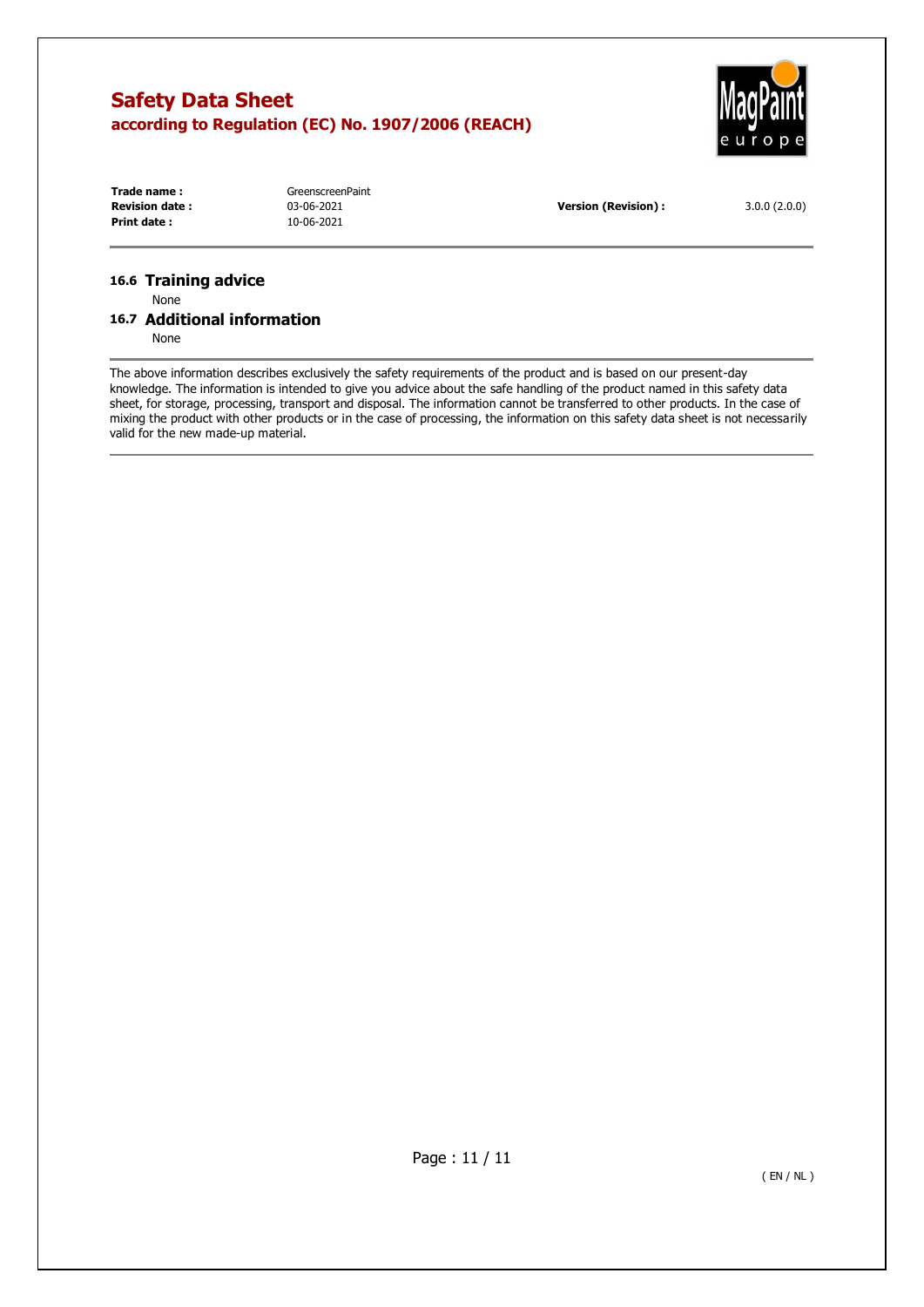### 16.6 Training advice

None

### 16.7 Additional information

None

---

The above information describes exclusively the safety requirements of the product and is based on our present-day knowledge. The information is intended to give you advice about the safe handling of the product named in this safety data sheet, for storage, processing, transport and disposal. The information cannot be transferred to other products. In the case of mixing the product with other products or in the case of processing, the information on this safety data sheet is not necessarily valid for the new made-up material.

---